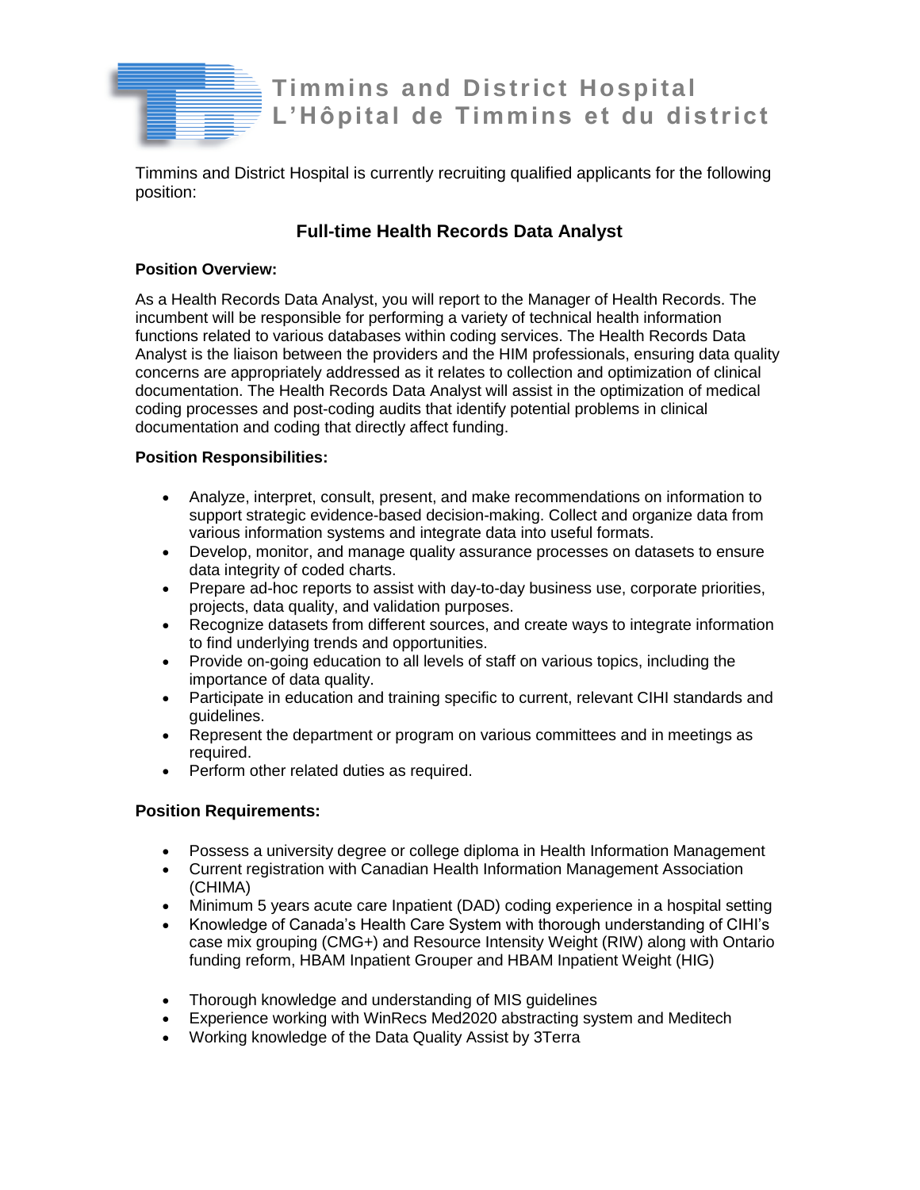# Timmins and District Hospital
# L'Hôpital de Timmins et du district

Timmins and District Hospital is currently recruiting qualified applicants for the following position:

## Full-time Health Records Data Analyst

**Position Overview:**

As a Health Records Data Analyst, you will report to the Manager of Health Records. The incumbent will be responsible for performing a variety of technical health information functions related to various databases within coding services. The Health Records Data Analyst is the liaison between the providers and the HIM professionals, ensuring data quality concerns are appropriately addressed as it relates to collection and optimization of clinical documentation. The Health Records Data Analyst will assist in the optimization of medical coding processes and post-coding audits that identify potential problems in clinical documentation and coding that directly affect funding.

**Position Responsibilities:**

- Analyze, interpret, consult, present, and make recommendations on information to support strategic evidence-based decision-making. Collect and organize data from various information systems and integrate data into useful formats.
- Develop, monitor, and manage quality assurance processes on datasets to ensure data integrity of coded charts.
- Prepare ad-hoc reports to assist with day-to-day business use, corporate priorities, projects, data quality, and validation purposes.
- Recognize datasets from different sources, and create ways to integrate information to find underlying trends and opportunities.
- Provide on-going education to all levels of staff on various topics, including the importance of data quality.
- Participate in education and training specific to current, relevant CIHI standards and guidelines.
- Represent the department or program on various committees and in meetings as required.
- Perform other related duties as required.

**Position Requirements:**

- Possess a university degree or college diploma in Health Information Management
- Current registration with Canadian Health Information Management Association (CHIMA)
- Minimum 5 years acute care Inpatient (DAD) coding experience in a hospital setting
- Knowledge of Canada's Health Care System with thorough understanding of CIHI's case mix grouping (CMG+) and Resource Intensity Weight (RIW) along with Ontario funding reform, HBAM Inpatient Grouper and HBAM Inpatient Weight (HIG)
- Thorough knowledge and understanding of MIS guidelines
- Experience working with WinRecs Med2020 abstracting system and Meditech
- Working knowledge of the Data Quality Assist by 3Terra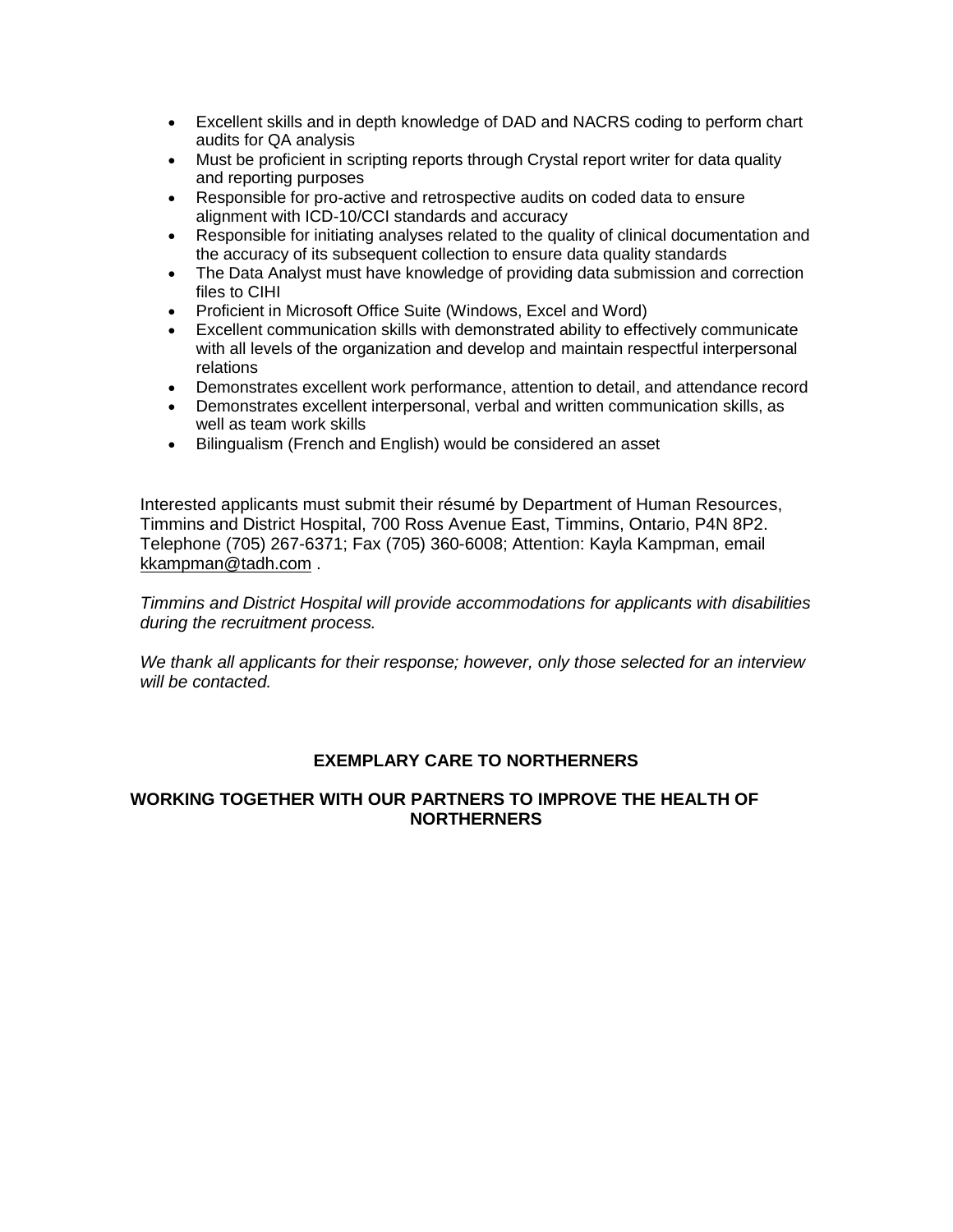- Excellent skills and in depth knowledge of DAD and NACRS coding to perform chart audits for QA analysis
- Must be proficient in scripting reports through Crystal report writer for data quality and reporting purposes
- Responsible for pro-active and retrospective audits on coded data to ensure alignment with ICD-10/CCI standards and accuracy
- Responsible for initiating analyses related to the quality of clinical documentation and the accuracy of its subsequent collection to ensure data quality standards
- The Data Analyst must have knowledge of providing data submission and correction files to CIHI
- Proficient in Microsoft Office Suite (Windows, Excel and Word)
- Excellent communication skills with demonstrated ability to effectively communicate with all levels of the organization and develop and maintain respectful interpersonal relations
- Demonstrates excellent work performance, attention to detail, and attendance record
- Demonstrates excellent interpersonal, verbal and written communication skills, as well as team work skills
- Bilingualism (French and English) would be considered an asset

Interested applicants must submit their résumé by Department of Human Resources, Timmins and District Hospital, 700 Ross Avenue East, Timmins, Ontario, P4N 8P2. Telephone (705) 267-6371; Fax (705) 360-6008; Attention: Kayla Kampman, email kkampman@tadh.com .

*Timmins and District Hospital will provide accommodations for applicants with disabilities during the recruitment process.*

*We thank all applicants for their response; however, only those selected for an interview will be contacted.*

**EXEMPLARY CARE TO NORTHERNERS**

**WORKING TOGETHER WITH OUR PARTNERS TO IMPROVE THE HEALTH OF NORTHERNERS**